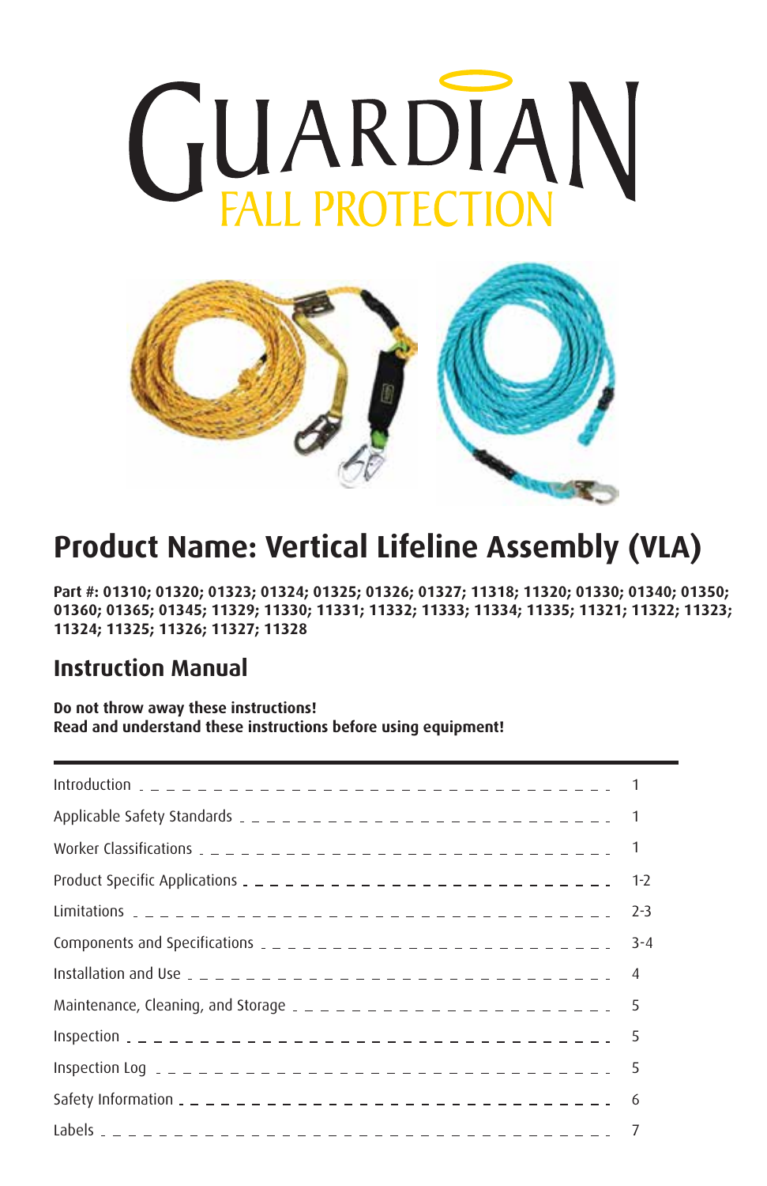# GUARDIAN FALL PROTECTION

## Product Name: Vertical Lifeline Assembly (VLA)

**Part #: 01310; 01320; 01323; 01324; 01325; 01326; 01327; 11318; 11320; 01330; 01340; 01350; 01360; 01365; 01345; 11329; 11330; 11331; 11332; 11333; 11334; 11335; 11321; 11322; 11323; 11324; 11325; 11326; 11327; 11328**

## Instruction Manual

**Do not throw away these instructions!**
**Read and understand these instructions before using equipment!**

| | |
|---|---|
| Introduction | 1 |
| Applicable Safety Standards | 1 |
| Worker Classifications | 1 |
| Product Specific Applications | 1-2 |
| Limitations | 2-3 |
| Components and Specifications | 3-4 |
| Installation and Use | 4 |
| Maintenance, Cleaning, and Storage | 5 |
| Inspection | 5 |
| Inspection Log | 5 |
| Safety Information | 6 |
| Labels | 7 |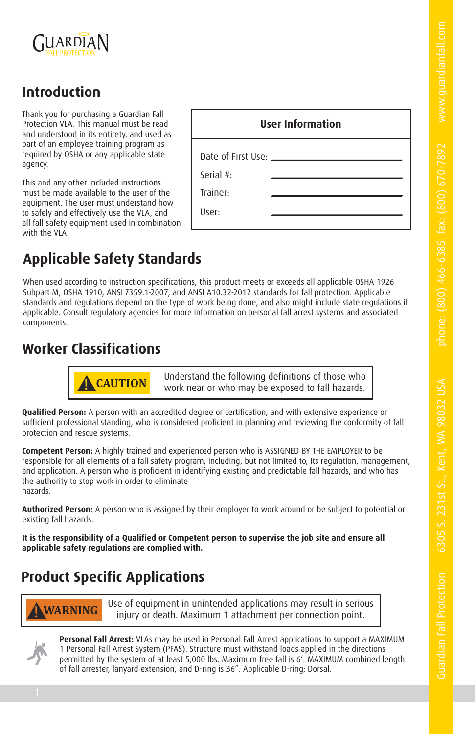# Introduction

Thank you for purchasing a Guardian Fall Protection VLA. This manual must be read and understood in its entirety, and used as part of an employee training program as required by OSHA or any applicable state agency.

This and any other included instructions must be made available to the user of the equipment. The user must understand how to safely and effectively use the VLA, and all fall safety equipment used in combination with the VLA.

| User Information | |
|---|---|
| Date of First Use: | |
| Serial #: | |
| Trainer: | |
| User: | |

## Applicable Safety Standards

When used according to instruction specifications, this product meets or exceeds all applicable OSHA 1926 Subpart M, OSHA 1910, ANSI Z359.1-2007, and ANSI A10.32-2012 standards for fall protection. Applicable standards and regulations depend on the type of work being done, and also might include state regulations if applicable. Consult regulatory agencies for more information on personal fall arrest systems and associated components.

## Worker Classifications

**CAUTION** Understand the following definitions of those who work near or who may be exposed to fall hazards.

**Qualified Person:** A person with an accredited degree or certification, and with extensive experience or sufficient professional standing, who is considered proficient in planning and reviewing the conformity of fall protection and rescue systems.

**Competent Person:** A highly trained and experienced person who is ASSIGNED BY THE EMPLOYER to be responsible for all elements of a fall safety program, including, but not limited to, its regulation, management, and application. A person who is proficient in identifying existing and predictable fall hazards, and who has the authority to stop work in order to eliminate hazards.

**Authorized Person:** A person who is assigned by their employer to work around or be subject to potential or existing fall hazards.

**It is the responsibility of a Qualified or Competent person to supervise the job site and ensure all applicable safety regulations are complied with.**

## Product Specific Applications

**WARNING** Use of equipment in unintended applications may result in serious injury or death. Maximum 1 attachment per connection point.

**Personal Fall Arrest:** VLAs may be used in Personal Fall Arrest applications to support a MAXIMUM 1 Personal Fall Arrest System (PFAS). Structure must withstand loads applied in the directions permitted by the system of at least 5,000 lbs. Maximum free fall is 6'. MAXIMUM combined length of fall arrester, lanyard extension, and D-ring is 36". Applicable D-ring: Dorsal.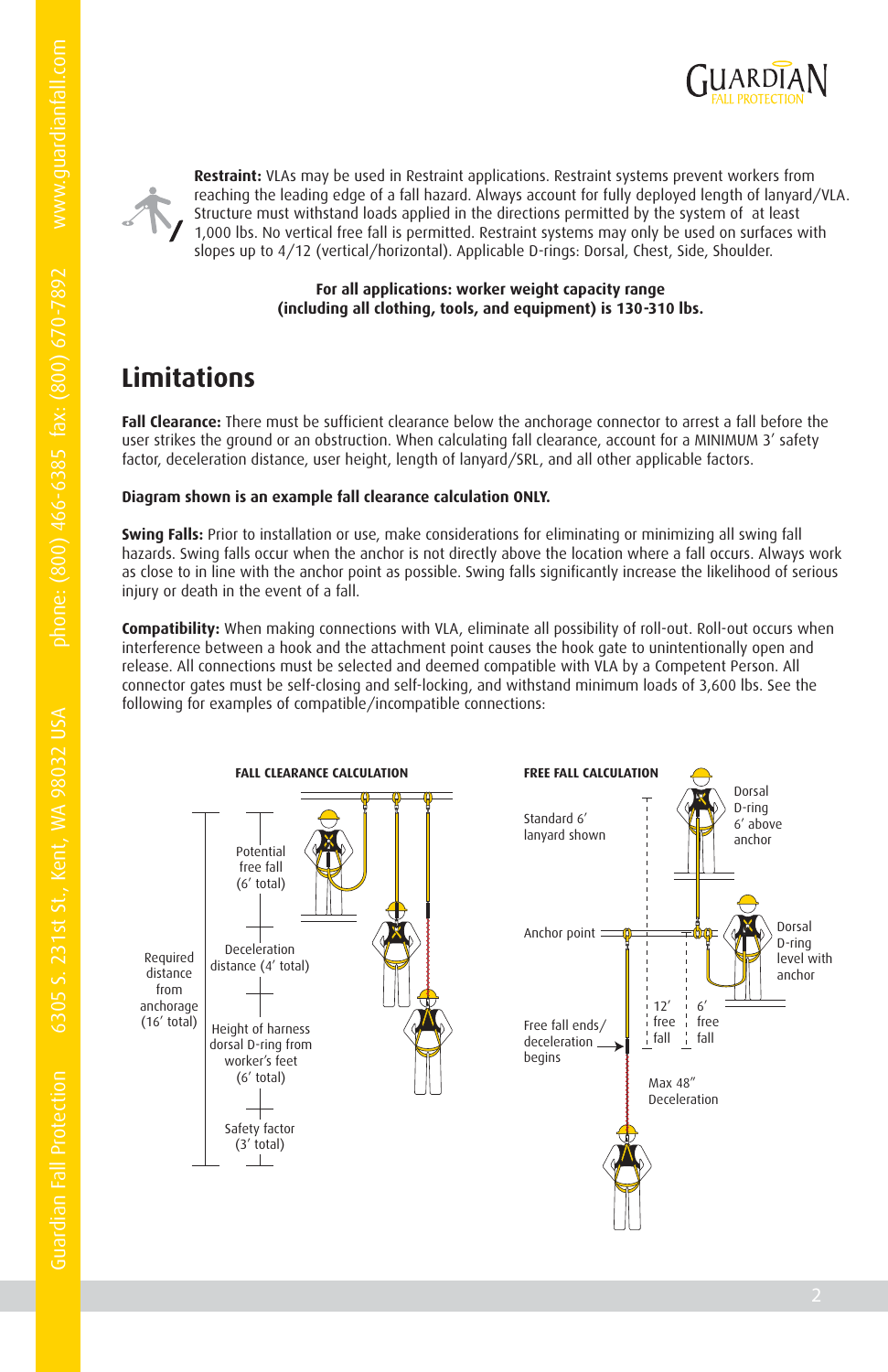**Restraint:** VLAs may be used in Restraint applications. Restraint systems prevent workers from reaching the leading edge of a fall hazard. Always account for fully deployed length of lanyard/VLA. Structure must withstand loads applied in the directions permitted by the system of at least 1,000 lbs. No vertical free fall is permitted. Restraint systems may only be used on surfaces with slopes up to 4/12 (vertical/horizontal). Applicable D-rings: Dorsal, Chest, Side, Shoulder.

**For all applications: worker weight capacity range (including all clothing, tools, and equipment) is 130-310 lbs.**

## Limitations

**Fall Clearance:** There must be sufficient clearance below the anchorage connector to arrest a fall before the user strikes the ground or an obstruction. When calculating fall clearance, account for a MINIMUM 3' safety factor, deceleration distance, user height, length of lanyard/SRL, and all other applicable factors.

**Diagram shown is an example fall clearance calculation ONLY.**

**Swing Falls:** Prior to installation or use, make considerations for eliminating or minimizing all swing fall hazards. Swing falls occur when the anchor is not directly above the location where a fall occurs. Always work as close to in line with the anchor point as possible. Swing falls significantly increase the likelihood of serious injury or death in the event of a fall.

**Compatibility:** When making connections with VLA, eliminate all possibility of roll-out. Roll-out occurs when interference between a hook and the attachment point causes the hook gate to unintentionally open and release. All connections must be selected and deemed compatible with VLA by a Competent Person. All connector gates must be self-closing and self-locking, and withstand minimum loads of 3,600 lbs. See the following for examples of compatible/incompatible connections:

**FALL CLEARANCE CALCULATION**

Required distance from anchorage (16' total)

Potential free fall (6' total)

Deceleration distance (4' total)

Height of harness dorsal D-ring from worker's feet (6' total)

Safety factor (3' total)

**FREE FALL CALCULATION**

Standard 6' lanyard shown

Dorsal D-ring 6' above anchor

Anchor point

Dorsal D-ring level with anchor

Free fall ends/ deceleration begins

12' free fall

6' free fall

Max 48" Deceleration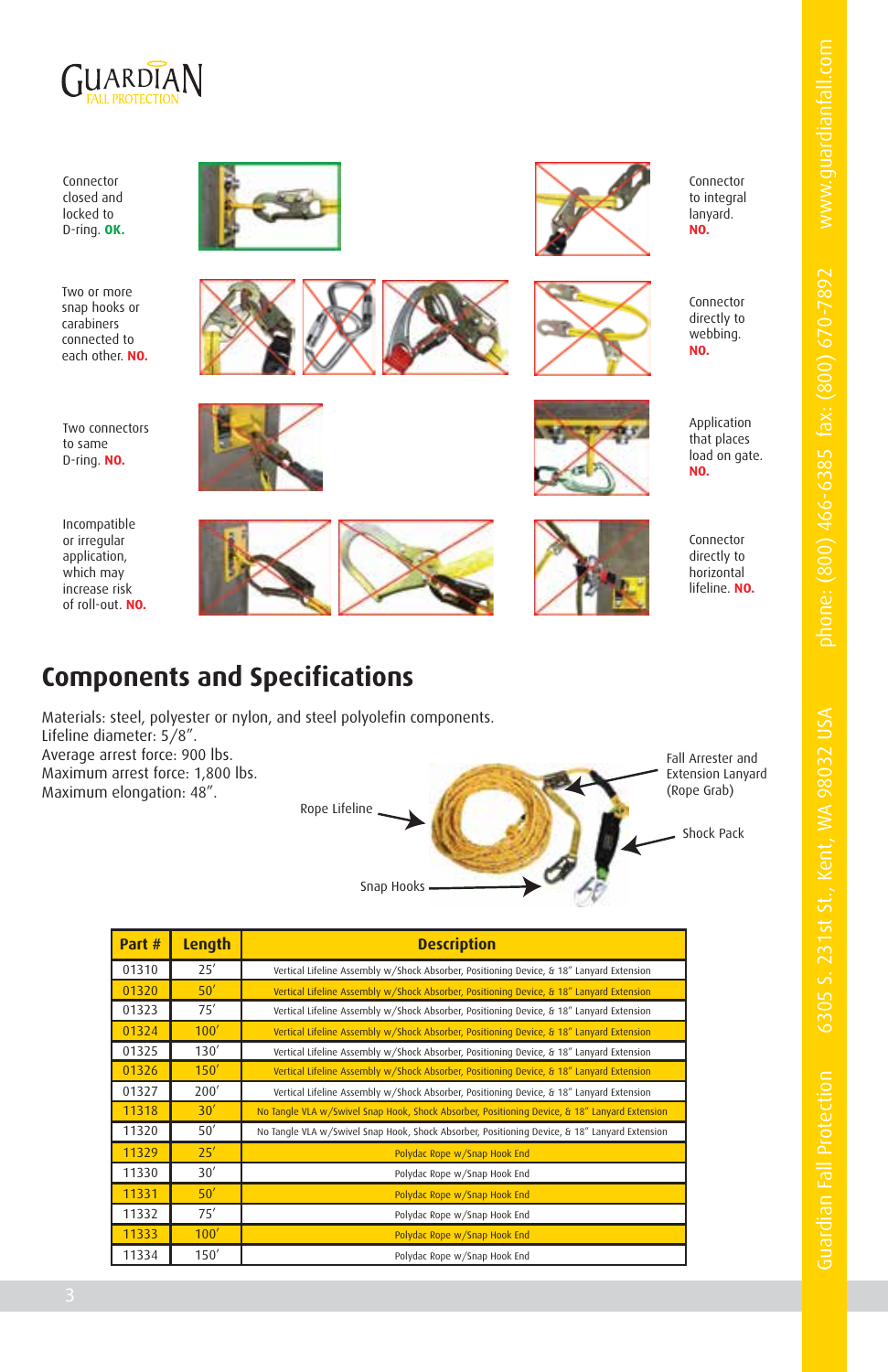Connector closed and locked to D-ring. **OK.**

Connector to integral lanyard. **NO.**

Two or more snap hooks or carabiners connected to each other. **NO.**

Connector directly to webbing. **NO.**

Two connectors to same D-ring. **NO.**

Application that places load on gate. **NO.**

Incompatible or irregular application, which may increase risk of roll-out. **NO.**

Connector directly to horizontal lifeline. **NO.**

## Components and Specifications

Materials: steel, polyester or nylon, and steel polyolefin components.
Lifeline diameter: 5/8".
Average arrest force: 900 lbs.
Maximum arrest force: 1,800 lbs.
Maximum elongation: 48".

Rope Lifeline

Snap Hooks

Fall Arrester and Extension Lanyard (Rope Grab)

Shock Pack

| Part # | Length | Description |
|---|---|---|
| 01310 | 25′ | Vertical Lifeline Assembly w/Shock Absorber, Positioning Device, & 18" Lanyard Extension |
| 01320 | 50′ | Vertical Lifeline Assembly w/Shock Absorber, Positioning Device, & 18" Lanyard Extension |
| 01323 | 75′ | Vertical Lifeline Assembly w/Shock Absorber, Positioning Device, & 18" Lanyard Extension |
| 01324 | 100′ | Vertical Lifeline Assembly w/Shock Absorber, Positioning Device, & 18" Lanyard Extension |
| 01325 | 130′ | Vertical Lifeline Assembly w/Shock Absorber, Positioning Device, & 18" Lanyard Extension |
| 01326 | 150′ | Vertical Lifeline Assembly w/Shock Absorber, Positioning Device, & 18" Lanyard Extension |
| 01327 | 200′ | Vertical Lifeline Assembly w/Shock Absorber, Positioning Device, & 18" Lanyard Extension |
| 11318 | 30′ | No Tangle VLA w/Swivel Snap Hook, Shock Absorber, Positioning Device, & 18" Lanyard Extension |
| 11320 | 50′ | No Tangle VLA w/Swivel Snap Hook, Shock Absorber, Positioning Device, & 18" Lanyard Extension |
| 11329 | 25′ | Polydac Rope w/Snap Hook End |
| 11330 | 30′ | Polydac Rope w/Snap Hook End |
| 11331 | 50′ | Polydac Rope w/Snap Hook End |
| 11332 | 75′ | Polydac Rope w/Snap Hook End |
| 11333 | 100′ | Polydac Rope w/Snap Hook End |
| 11334 | 150′ | Polydac Rope w/Snap Hook End |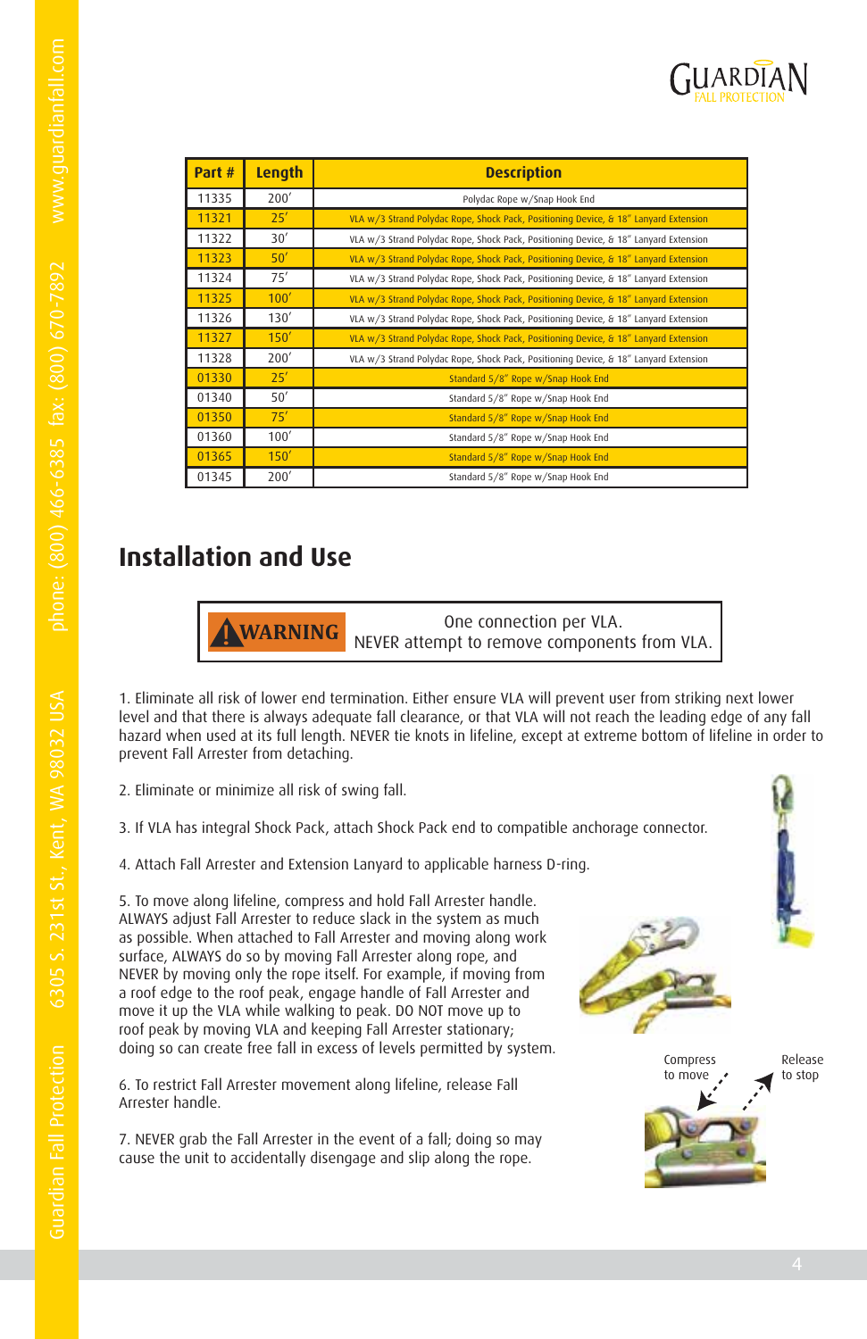| Part # | Length | Description |
|---|---|---|
| 11335 | 200′ | Polydac Rope w/Snap Hook End |
| 11321 | 25′ | VLA w/3 Strand Polydac Rope, Shock Pack, Positioning Device, & 18" Lanyard Extension |
| 11322 | 30′ | VLA w/3 Strand Polydac Rope, Shock Pack, Positioning Device, & 18" Lanyard Extension |
| 11323 | 50′ | VLA w/3 Strand Polydac Rope, Shock Pack, Positioning Device, & 18" Lanyard Extension |
| 11324 | 75′ | VLA w/3 Strand Polydac Rope, Shock Pack, Positioning Device, & 18" Lanyard Extension |
| 11325 | 100′ | VLA w/3 Strand Polydac Rope, Shock Pack, Positioning Device, & 18" Lanyard Extension |
| 11326 | 130′ | VLA w/3 Strand Polydac Rope, Shock Pack, Positioning Device, & 18" Lanyard Extension |
| 11327 | 150′ | VLA w/3 Strand Polydac Rope, Shock Pack, Positioning Device, & 18" Lanyard Extension |
| 11328 | 200′ | VLA w/3 Strand Polydac Rope, Shock Pack, Positioning Device, & 18" Lanyard Extension |
| 01330 | 25′ | Standard 5/8" Rope w/Snap Hook End |
| 01340 | 50′ | Standard 5/8" Rope w/Snap Hook End |
| 01350 | 75′ | Standard 5/8" Rope w/Snap Hook End |
| 01360 | 100′ | Standard 5/8" Rope w/Snap Hook End |
| 01365 | 150′ | Standard 5/8" Rope w/Snap Hook End |
| 01345 | 200′ | Standard 5/8" Rope w/Snap Hook End |

## Installation and Use

**WARNING** One connection per VLA. NEVER attempt to remove components from VLA.

1. Eliminate all risk of lower end termination. Either ensure VLA will prevent user from striking next lower level and that there is always adequate fall clearance, or that VLA will not reach the leading edge of any fall hazard when used at its full length. NEVER tie knots in lifeline, except at extreme bottom of lifeline in order to prevent Fall Arrester from detaching.

2. Eliminate or minimize all risk of swing fall.

3. If VLA has integral Shock Pack, attach Shock Pack end to compatible anchorage connector.

4. Attach Fall Arrester and Extension Lanyard to applicable harness D-ring.

5. To move along lifeline, compress and hold Fall Arrester handle. ALWAYS adjust Fall Arrester to reduce slack in the system as much as possible. When attached to Fall Arrester and moving along work surface, ALWAYS do so by moving Fall Arrester along rope, and NEVER by moving only the rope itself. For example, if moving from a roof edge to the roof peak, engage handle of Fall Arrester and move it up the VLA while walking to peak. DO NOT move up to roof peak by moving VLA and keeping Fall Arrester stationary; doing so can create free fall in excess of levels permitted by system.

6. To restrict Fall Arrester movement along lifeline, release Fall Arrester handle.

7. NEVER grab the Fall Arrester in the event of a fall; doing so may cause the unit to accidentally disengage and slip along the rope.

Compress to move

Release to stop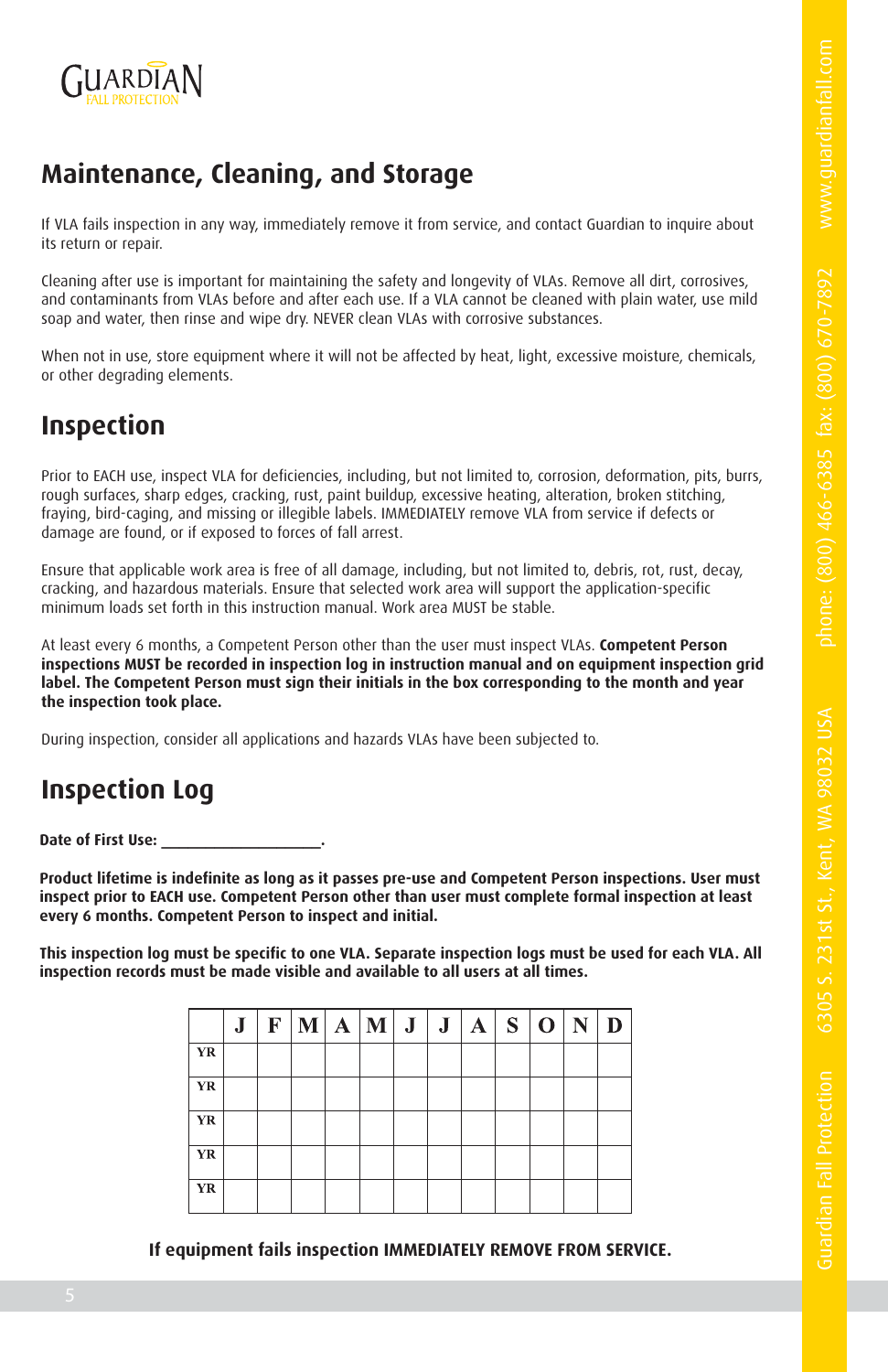## Maintenance, Cleaning, and Storage

If VLA fails inspection in any way, immediately remove it from service, and contact Guardian to inquire about its return or repair.

Cleaning after use is important for maintaining the safety and longevity of VLAs. Remove all dirt, corrosives, and contaminants from VLAs before and after each use. If a VLA cannot be cleaned with plain water, use mild soap and water, then rinse and wipe dry. NEVER clean VLAs with corrosive substances.

When not in use, store equipment where it will not be affected by heat, light, excessive moisture, chemicals, or other degrading elements.

## Inspection

Prior to EACH use, inspect VLA for deficiencies, including, but not limited to, corrosion, deformation, pits, burrs, rough surfaces, sharp edges, cracking, rust, paint buildup, excessive heating, alteration, broken stitching, fraying, bird-caging, and missing or illegible labels. IMMEDIATELY remove VLA from service if defects or damage are found, or if exposed to forces of fall arrest.

Ensure that applicable work area is free of all damage, including, but not limited to, debris, rot, rust, decay, cracking, and hazardous materials. Ensure that selected work area will support the application-specific minimum loads set forth in this instruction manual. Work area MUST be stable.

At least every 6 months, a Competent Person other than the user must inspect VLAs. **Competent Person inspections MUST be recorded in inspection log in instruction manual and on equipment inspection grid label. The Competent Person must sign their initials in the box corresponding to the month and year the inspection took place.**

During inspection, consider all applications and hazards VLAs have been subjected to.

## Inspection Log

**Date of First Use: ____________________.**

**Product lifetime is indefinite as long as it passes pre-use and Competent Person inspections. User must inspect prior to EACH use. Competent Person other than user must complete formal inspection at least every 6 months. Competent Person to inspect and initial.**

**This inspection log must be specific to one VLA. Separate inspection logs must be used for each VLA. All inspection records must be made visible and available to all users at all times.**

| | J | F | M | A | M | J | J | A | S | O | N | D |
|---|---|---|---|---|---|---|---|---|---|---|---|---|
| YR | | | | | | | | | | | | |
| YR | | | | | | | | | | | | |
| YR | | | | | | | | | | | | |
| YR | | | | | | | | | | | | |
| YR | | | | | | | | | | | | |

**If equipment fails inspection IMMEDIATELY REMOVE FROM SERVICE.**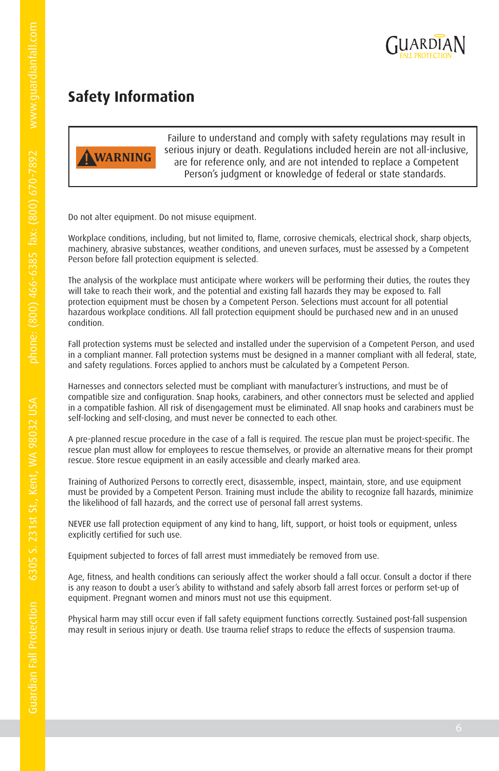# Safety Information

**WARNING** Failure to understand and comply with safety regulations may result in serious injury or death. Regulations included herein are not all-inclusive, are for reference only, and are not intended to replace a Competent Person's judgment or knowledge of federal or state standards.

Do not alter equipment. Do not misuse equipment.

Workplace conditions, including, but not limited to, flame, corrosive chemicals, electrical shock, sharp objects, machinery, abrasive substances, weather conditions, and uneven surfaces, must be assessed by a Competent Person before fall protection equipment is selected.

The analysis of the workplace must anticipate where workers will be performing their duties, the routes they will take to reach their work, and the potential and existing fall hazards they may be exposed to. Fall protection equipment must be chosen by a Competent Person. Selections must account for all potential hazardous workplace conditions. All fall protection equipment should be purchased new and in an unused condition.

Fall protection systems must be selected and installed under the supervision of a Competent Person, and used in a compliant manner. Fall protection systems must be designed in a manner compliant with all federal, state, and safety regulations. Forces applied to anchors must be calculated by a Competent Person.

Harnesses and connectors selected must be compliant with manufacturer's instructions, and must be of compatible size and configuration. Snap hooks, carabiners, and other connectors must be selected and applied in a compatible fashion. All risk of disengagement must be eliminated. All snap hooks and carabiners must be self-locking and self-closing, and must never be connected to each other.

A pre-planned rescue procedure in the case of a fall is required. The rescue plan must be project-specific. The rescue plan must allow for employees to rescue themselves, or provide an alternative means for their prompt rescue. Store rescue equipment in an easily accessible and clearly marked area.

Training of Authorized Persons to correctly erect, disassemble, inspect, maintain, store, and use equipment must be provided by a Competent Person. Training must include the ability to recognize fall hazards, minimize the likelihood of fall hazards, and the correct use of personal fall arrest systems.

NEVER use fall protection equipment of any kind to hang, lift, support, or hoist tools or equipment, unless explicitly certified for such use.

Equipment subjected to forces of fall arrest must immediately be removed from use.

Age, fitness, and health conditions can seriously affect the worker should a fall occur. Consult a doctor if there is any reason to doubt a user's ability to withstand and safely absorb fall arrest forces or perform set-up of equipment. Pregnant women and minors must not use this equipment.

Physical harm may still occur even if fall safety equipment functions correctly. Sustained post-fall suspension may result in serious injury or death. Use trauma relief straps to reduce the effects of suspension trauma.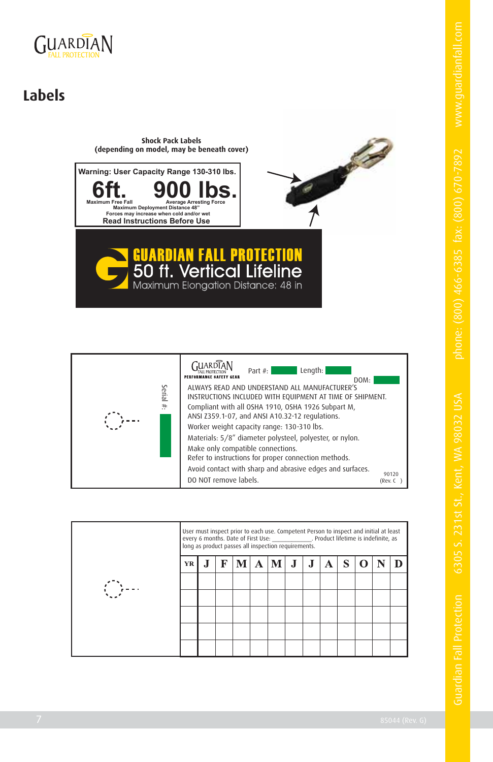# Labels

**Shock Pack Labels**
**(depending on model, may be beneath cover)**

**Warning: User Capacity Range 130-310 lbs.**

**6ft.** Maximum Free Fall

**900 lbs.** Average Arresting Force

Maximum Deployment Distance 48"

Forces may increase when cold and/or wet

**Read Instructions Before Use**

**GUARDIAN FALL PROTECTION**

50 ft. Vertical Lifeline

Maximum Elongation Distance: 48 in

Serial #:

GUARDIAN FALL PROTECTION
PERFORMANCE SAFETY GEAR

Part #: Length:

DOM:

ALWAYS READ AND UNDERSTAND ALL MANUFACTURER'S INSTRUCTIONS INCLUDED WITH EQUIPMENT AT TIME OF SHIPMENT.

Compliant with all OSHA 1910, OSHA 1926 Subpart M, ANSI Z359.1-07, and ANSI A10.32-12 regulations.

Worker weight capacity range: 130-310 lbs.

Materials: 5/8" diameter polysteel, polyester, or nylon.

Make only compatible connections.

Refer to instructions for proper connection methods.

Avoid contact with sharp and abrasive edges and surfaces.

DO NOT remove labels.

90120
(Rev. C )

User must inspect prior to each use. Competent Person to inspect and initial at least every 6 months. Date of First Use: ____________. Product lifetime is indefinite, as long as product passes all inspection requirements.

| YR | J | F | M | A | M | J | J | A | S | O | N | D |
|---|---|---|---|---|---|---|---|---|---|---|---|---|
| | | | | | | | | | | | | |
| | | | | | | | | | | | | |
| | | | | | | | | | | | | |
| | | | | | | | | | | | | |
| | | | | | | | | | | | | |

Guardian Fall Protection 6305 S. 231st St., Kent, WA 98032 USA phone: (800) 466-6385 fax: (800) 670-7892 www.guardianfall.com

85044 (Rev. G)